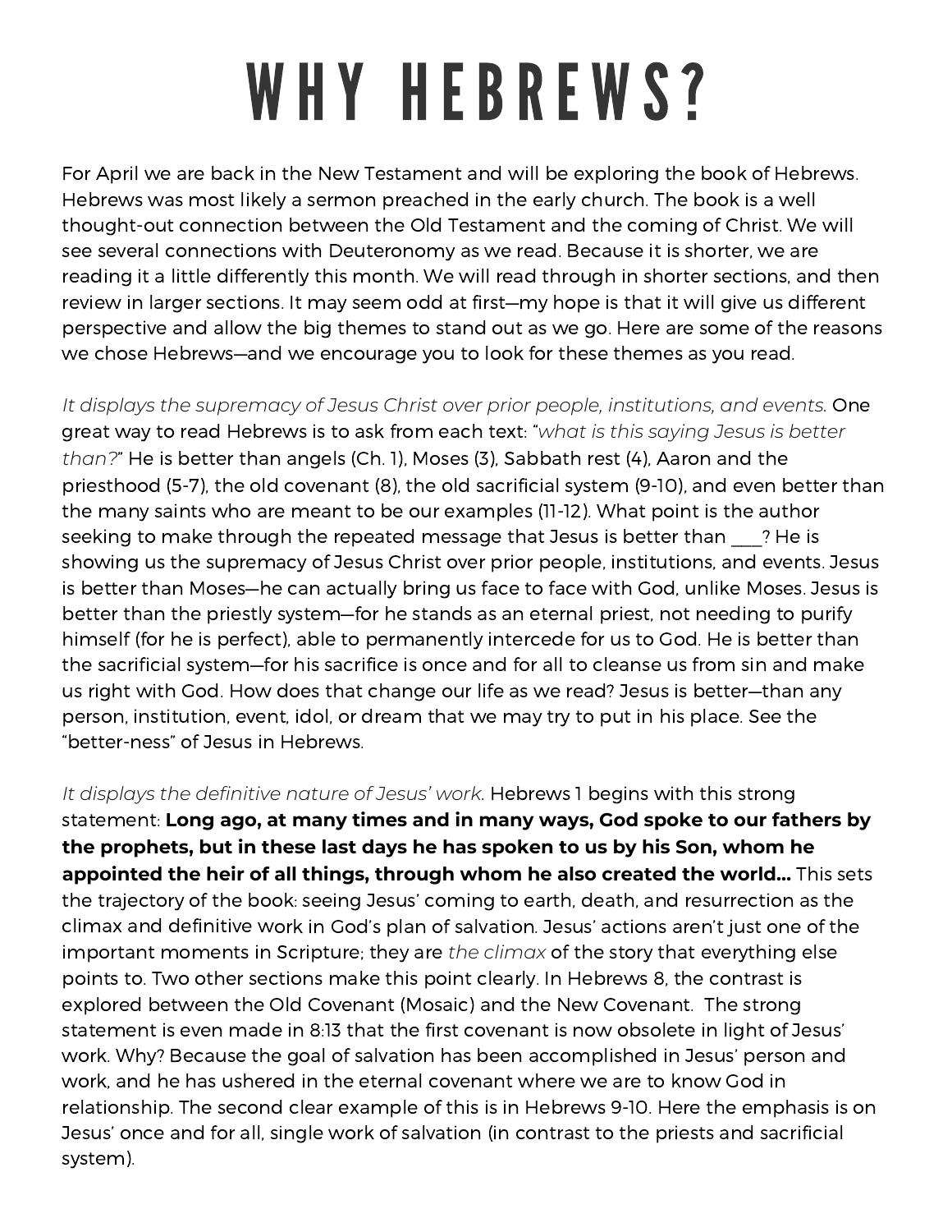# WHY HEBREWS?

For April we are back in the New Testament and will be exploring the book of Hebrews. Hebrews was most likely a sermon preached in the early church. The book is a well thought-out connection between the Old Testament and the coming of Christ. We will see several connections with Deuteronomy as we read. Because it is shorter, we are reading it a little differently this month. We will read through in shorter sections, and then review in larger sections. It may seem odd at first—my hope is that it will give us different perspective and allow the big themes to stand out as we go. Here are some of the reasons we chose Hebrews—and we encourage you to look for these themes as you read.

*It displays the supremacy of Jesus Christ over prior people, institutions, and events.* One great way to read Hebrews is to ask from each text: "*what is this saying Jesus is better than?*" He is better than angels (Ch. 1), Moses (3), Sabbath rest (4), Aaron and the priesthood (5-7), the old covenant (8), the old sacrificial system (9-10), and even better than the many saints who are meant to be our examples (11-12). What point is the author seeking to make through the repeated message that Jesus is better than ___? He is showing us the supremacy of Jesus Christ over prior people, institutions, and events. Jesus is better than Moses—he can actually bring us face to face with God, unlike Moses. Jesus is better than the priestly system—for he stands as an eternal priest, not needing to purify himself (for he is perfect), able to permanently intercede for us to God. He is better than the sacrificial system—for his sacrifice is once and for all to cleanse us from sin and make us right with God. How does that change our life as we read? Jesus is better—than any person, institution, event, idol, or dream that we may try to put in his place. See the "better-ness" of Jesus in Hebrews.

*It displays the definitive nature of Jesus' work.* Hebrews 1 begins with this strong statement: **Long ago, at many times and in many ways, God spoke to our fathers by the prophets, but in these last days he has spoken to us by his Son, whom he appointed the heir of all things, through whom he also created the world...** This sets the trajectory of the book: seeing Jesus' coming to earth, death, and resurrection as the climax and definitive work in God's plan of salvation. Jesus' actions aren't just one of the important moments in Scripture; they are *the climax* of the story that everything else points to. Two other sections make this point clearly. In Hebrews 8, the contrast is explored between the Old Covenant (Mosaic) and the New Covenant. The strong statement is even made in 8:13 that the first covenant is now obsolete in light of Jesus' work. Why? Because the goal of salvation has been accomplished in Jesus' person and work, and he has ushered in the eternal covenant where we are to know God in relationship. The second clear example of this is in Hebrews 9-10. Here the emphasis is on Jesus' once and for all, single work of salvation (in contrast to the priests and sacrificial system).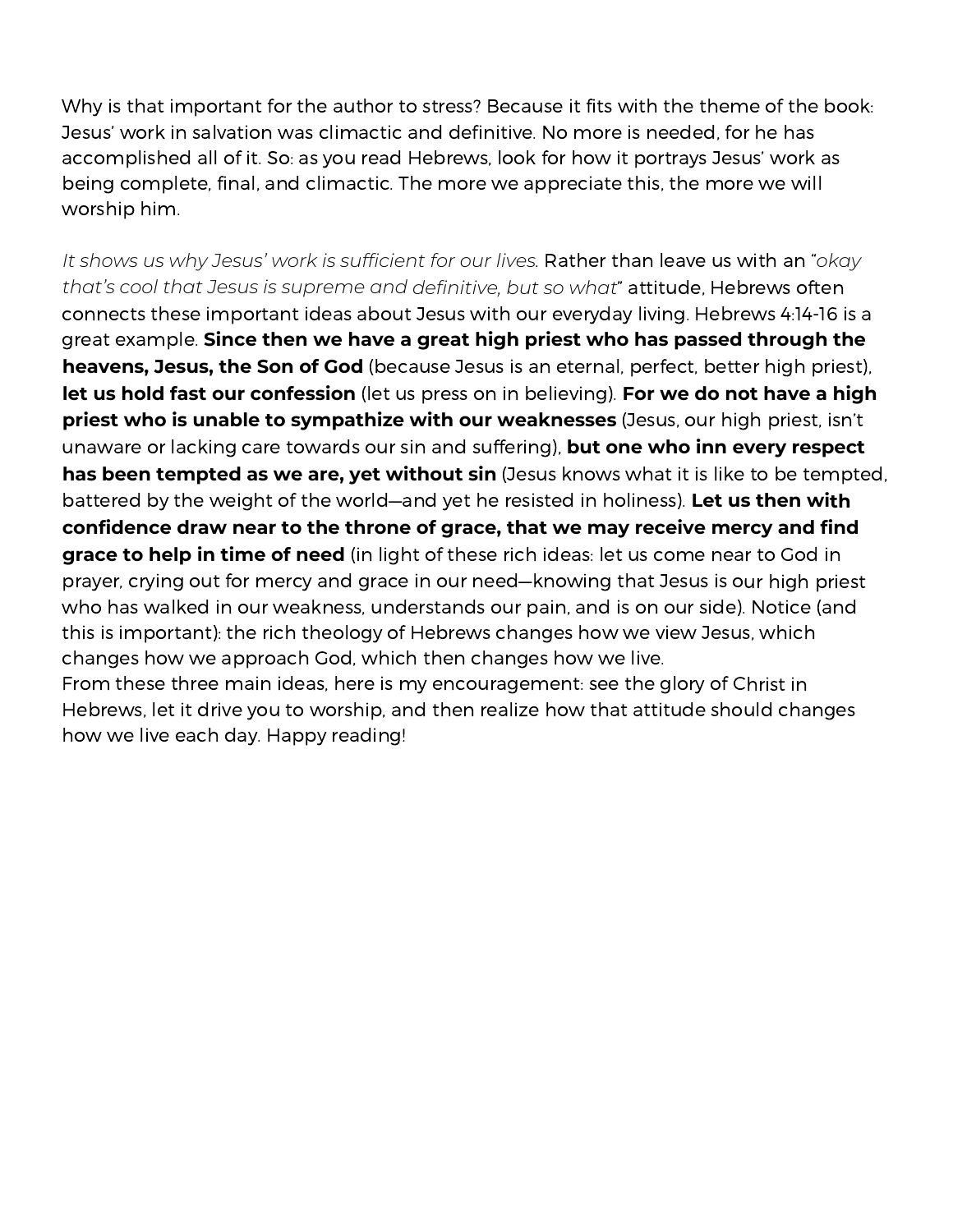Why is that important for the author to stress? Because it fits with the theme of the book: Jesus' work in salvation was climactic and definitive. No more is needed, for he has accomplished all of it. So: as you read Hebrews, look for how it portrays Jesus' work as being complete, final, and climactic. The more we appreciate this, the more we will worship him.

*It shows us why Jesus' work is sufficient for our lives.* Rather than leave us with an "*okay that's cool that Jesus is supreme and definitive, but so what*" attitude, Hebrews often connects these important ideas about Jesus with our everyday living. Hebrews 4:14-16 is a great example. **Since then we have a great high priest who has passed through the heavens, Jesus, the Son of God** (because Jesus is an eternal, perfect, better high priest), **let us hold fast our confession** (let us press on in believing). **For we do not have a high priest who is unable to sympathize with our weaknesses** (Jesus, our high priest, isn't unaware or lacking care towards our sin and suffering), **but one who inn every respect has been tempted as we are, yet without sin** (Jesus knows what it is like to be tempted, battered by the weight of the world—and yet he resisted in holiness). **Let us then with confidence draw near to the throne of grace, that we may receive mercy and find grace to help in time of need** (in light of these rich ideas: let us come near to God in prayer, crying out for mercy and grace in our need—knowing that Jesus is our high priest who has walked in our weakness, understands our pain, and is on our side). Notice (and this is important): the rich theology of Hebrews changes how we view Jesus, which changes how we approach God, which then changes how we live.

From these three main ideas, here is my encouragement: see the glory of Christ in Hebrews, let it drive you to worship, and then realize how that attitude should changes how we live each day. Happy reading!